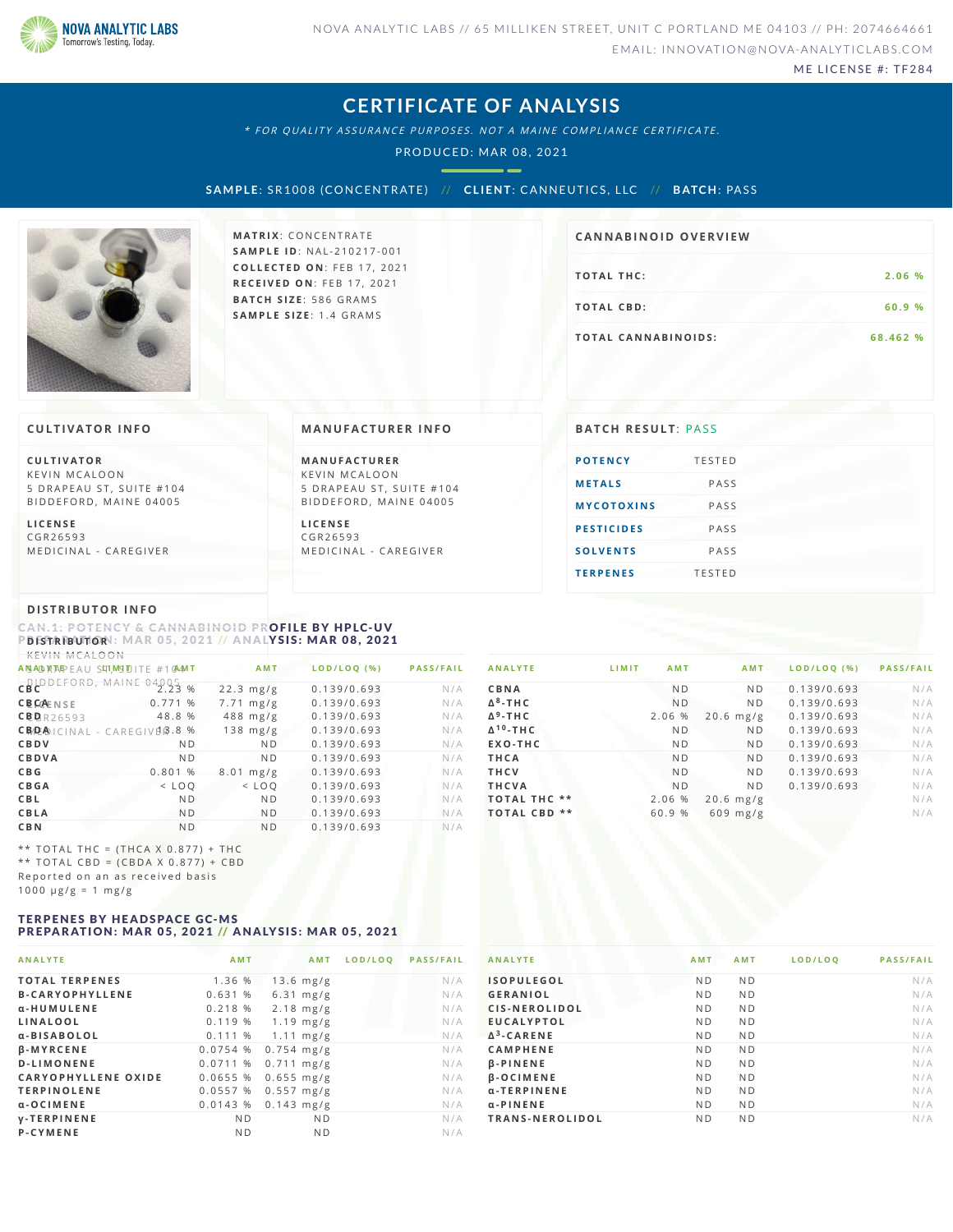NOVA ANALYTIC LABS
Tomorrow's Testing, Today.

NOVA ANALYTIC LABS // 65 MILLIKEN STREET, UNIT C PORTLAND ME 04103 // PH: 2074664661
EMAIL: INNOVATION@NOVA-ANALYTICLABS.COM
ME LICENSE #: TF284

# CERTIFICATE OF ANALYSIS

*\* FOR QUALITY ASSURANCE PURPOSES. NOT A MAINE COMPLIANCE CERTIFICATE.*

PRODUCED: MAR 08, 2021

**SAMPLE**: SR1008 (CONCENTRATE) // **CLIENT**: CANNEUTICS, LLC // **BATCH**: PASS

**MATRIX**: CONCENTRATE
**SAMPLE ID**: NAL-210217-001
**COLLECTED ON**: FEB 17, 2021
**RECEIVED ON**: FEB 17, 2021
**BATCH SIZE**: 586 GRAMS
**SAMPLE SIZE**: 1.4 GRAMS

## CANNABINOID OVERVIEW

| | |
|---|---|
| TOTAL THC: | 2.06 % |
| TOTAL CBD: | 60.9 % |
| TOTAL CANNABINOIDS: | 68.462 % |

## CULTIVATOR INFO

**CULTIVATOR**
KEVIN MCALOON
5 DRAPEAU ST, SUITE #104
BIDDEFORD, MAINE 04005

**LICENSE**
CGR26593
MEDICINAL - CAREGIVER

## MANUFACTURER INFO

**MANUFACTURER**
KEVIN MCALOON
5 DRAPEAU ST, SUITE #104
BIDDEFORD, MAINE 04005

**LICENSE**
CGR26593
MEDICINAL - CAREGIVER

## BATCH RESULT: PASS

| | |
|---|---|
| POTENCY | TESTED |
| METALS | PASS |
| MYCOTOXINS | PASS |
| PESTICIDES | PASS |
| SOLVENTS | PASS |
| TERPENES | TESTED |

## DISTRIBUTOR INFO

**DISTRIBUTOR**
KEVIN MCALOON
5 DRAPEAU ST, SUITE #104
BIDDEFORD, MAINE 04005

**LICENSE**
CGR26593
MEDICINAL - CAREGIVER

## CAN.1: POTENCY & CANNABINOID PROFILE BY HPLC-UV
**PREPARATION: MAR 05, 2021 // ANALYSIS: MAR 08, 2021**

| ANALYTE | LIMIT | AMT | AMT | LOD/LOQ (%) | PASS/FAIL |
|---|---|---|---|---|---|
| CBC | | 2.23 % | 22.3 mg/g | 0.139/0.693 | N/A |
| CBCA | | 0.771 % | 7.71 mg/g | 0.139/0.693 | N/A |
| CBD | | 48.8 % | 488 mg/g | 0.139/0.693 | N/A |
| CBDA | | 13.8 % | 138 mg/g | 0.139/0.693 | N/A |
| CBDV | | ND | ND | 0.139/0.693 | N/A |
| CBDVA | | ND | ND | 0.139/0.693 | N/A |
| CBG | | 0.801 % | 8.01 mg/g | 0.139/0.693 | N/A |
| CBGA | | < LOQ | < LOQ | 0.139/0.693 | N/A |
| CBL | | ND | ND | 0.139/0.693 | N/A |
| CBLA | | ND | ND | 0.139/0.693 | N/A |
| CBN | | ND | ND | 0.139/0.693 | N/A |
| CBNA | | ND | ND | 0.139/0.693 | N/A |
| Δ8-THC | | ND | ND | 0.139/0.693 | N/A |
| Δ9-THC | | 2.06 % | 20.6 mg/g | 0.139/0.693 | N/A |
| Δ10-THC | | ND | ND | 0.139/0.693 | N/A |
| EXO-THC | | ND | ND | 0.139/0.693 | N/A |
| THCA | | ND | ND | 0.139/0.693 | N/A |
| THCV | | ND | ND | 0.139/0.693 | N/A |
| THCVA | | ND | ND | 0.139/0.693 | N/A |
| TOTAL THC ** | | 2.06 % | 20.6 mg/g | | N/A |
| TOTAL CBD ** | | 60.9 % | 609 mg/g | | N/A |

\*\* TOTAL THC = (THCA X 0.877) + THC
\*\* TOTAL CBD = (CBDA X 0.877) + CBD
Reported on an as received basis
1000 µg/g = 1 mg/g

## TERPENES BY HEADSPACE GC-MS
**PREPARATION: MAR 05, 2021 // ANALYSIS: MAR 05, 2021**

| ANALYTE | AMT | AMT | LOD/LOQ | PASS/FAIL |
|---|---|---|---|---|
| TOTAL TERPENES | 1.36 % | 13.6 mg/g | | N/A |
| Β-CARYOPHYLLENE | 0.631 % | 6.31 mg/g | | N/A |
| α-HUMULENE | 0.218 % | 2.18 mg/g | | N/A |
| LINALOOL | 0.119 % | 1.19 mg/g | | N/A |
| α-BISABOLOL | 0.111 % | 1.11 mg/g | | N/A |
| β-MYRCENE | 0.0754 % | 0.754 mg/g | | N/A |
| D-LIMONENE | 0.0711 % | 0.711 mg/g | | N/A |
| CARYOPHYLLENE OXIDE | 0.0655 % | 0.655 mg/g | | N/A |
| TERPINOLENE | 0.0557 % | 0.557 mg/g | | N/A |
| α-OCIMENE | 0.0143 % | 0.143 mg/g | | N/A |
| γ-TERPINENE | ND | ND | | N/A |
| P-CYMENE | ND | ND | | N/A |
| ISOPULEGOL | ND | ND | | N/A |
| GERANIOL | ND | ND | | N/A |
| CIS-NEROLIDOL | ND | ND | | N/A |
| EUCALYPTOL | ND | ND | | N/A |
| Δ3-CARENE | ND | ND | | N/A |
| CAMPHENE | ND | ND | | N/A |
| β-PINENE | ND | ND | | N/A |
| β-OCIMENE | ND | ND | | N/A |
| α-TERPINENE | ND | ND | | N/A |
| α-PINENE | ND | ND | | N/A |
| TRANS-NEROLIDOL | ND | ND | | N/A |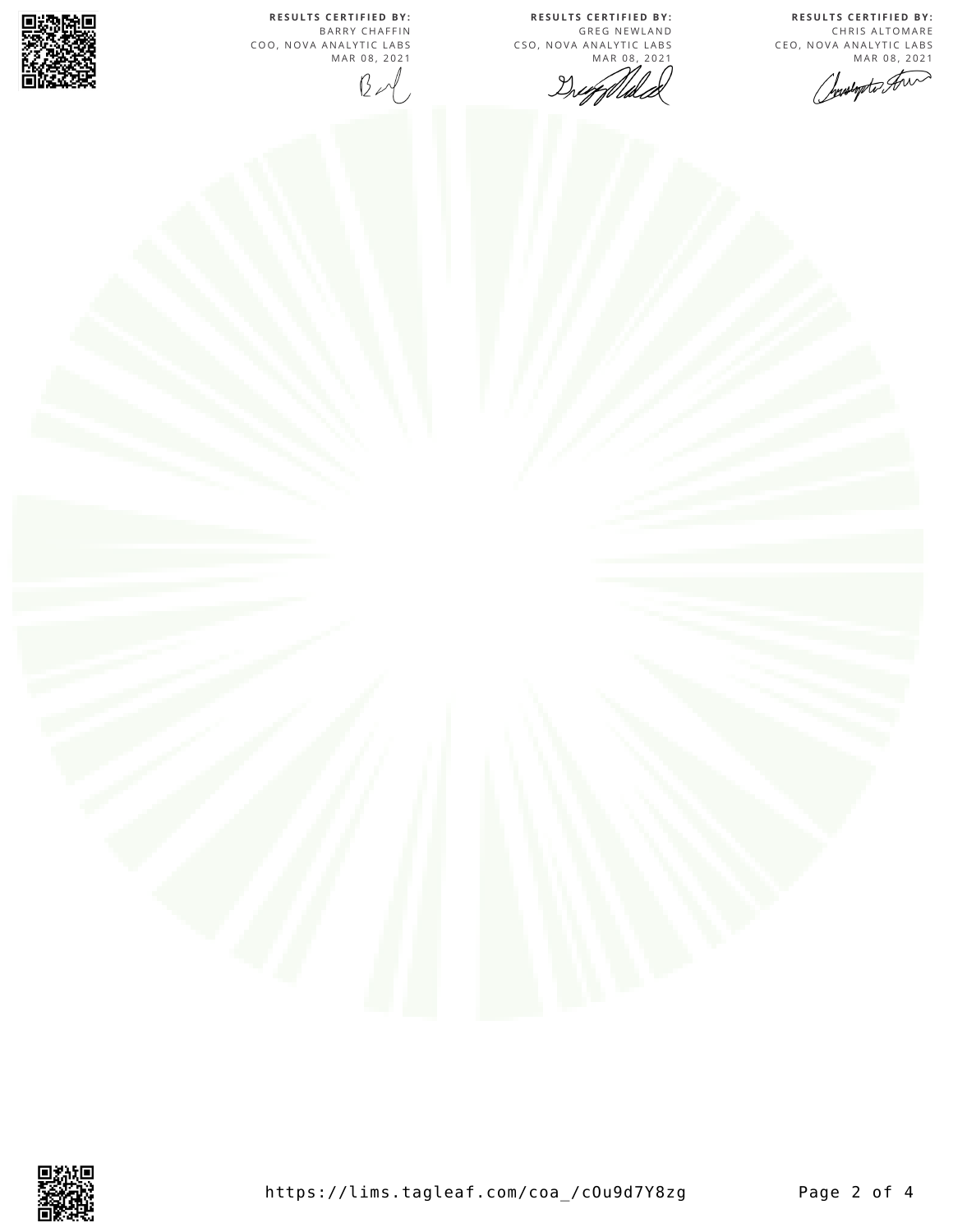**RESULTS CERTIFIED BY:**
BARRY CHAFFIN
COO, NOVA ANALYTIC LABS
MAR 08, 2021

**RESULTS CERTIFIED BY:**
GREG NEWLAND
CSO, NOVA ANALYTIC LABS
MAR 08, 2021

**RESULTS CERTIFIED BY:**
CHRIS ALTOMARE
CEO, NOVA ANALYTIC LABS
MAR 08, 2021

https://lims.tagleaf.com/coa_/cOu9d7Y8zg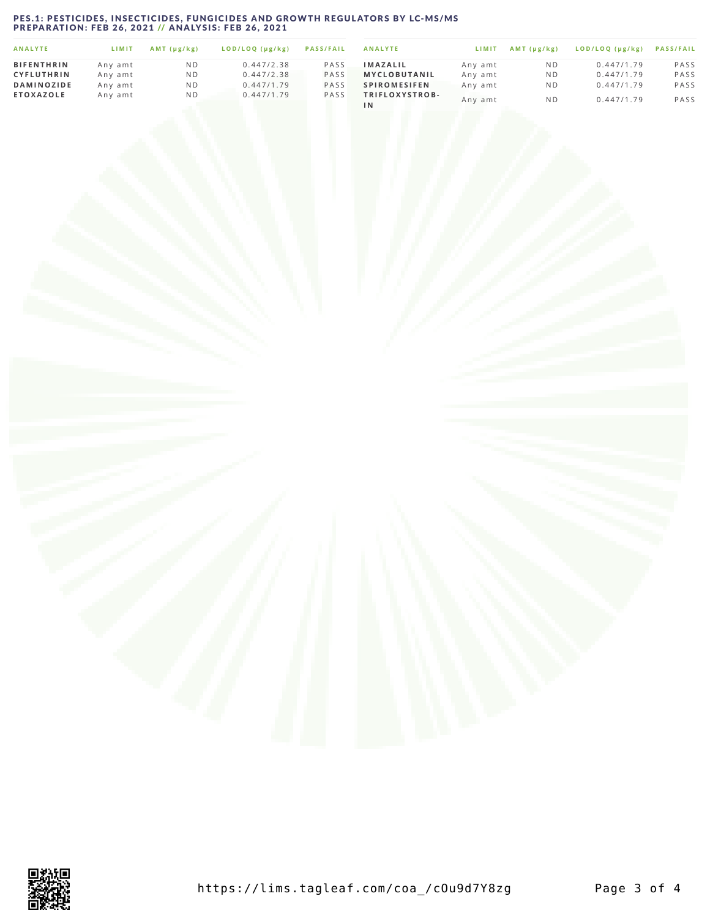## PES.1: PESTICIDES, INSECTICIDES, FUNGICIDES AND GROWTH REGULATORS BY LC-MS/MS
PREPARATION: FEB 26, 2021 // ANALYSIS: FEB 26, 2021

| ANALYTE | LIMIT | AMT (µg/kg) | LOD/LOQ (µg/kg) | PASS/FAIL |
|---|---|---|---|---|
| **BIFENTHRIN** | Any amt | ND | 0.447/2.38 | PASS |
| **CYFLUTHRIN** | Any amt | ND | 0.447/2.38 | PASS |
| **DAMINOZIDE** | Any amt | ND | 0.447/1.79 | PASS |
| **ETOXAZOLE** | Any amt | ND | 0.447/1.79 | PASS |
| **IMAZALIL** | Any amt | ND | 0.447/1.79 | PASS |
| **MYCLOBUTANIL** | Any amt | ND | 0.447/1.79 | PASS |
| **SPIROMESIFEN** | Any amt | ND | 0.447/1.79 | PASS |
| **TRIFLOXYSTROBIN** | Any amt | ND | 0.447/1.79 | PASS |

https://lims.tagleaf.com/coa_/cOu9d7Y8zg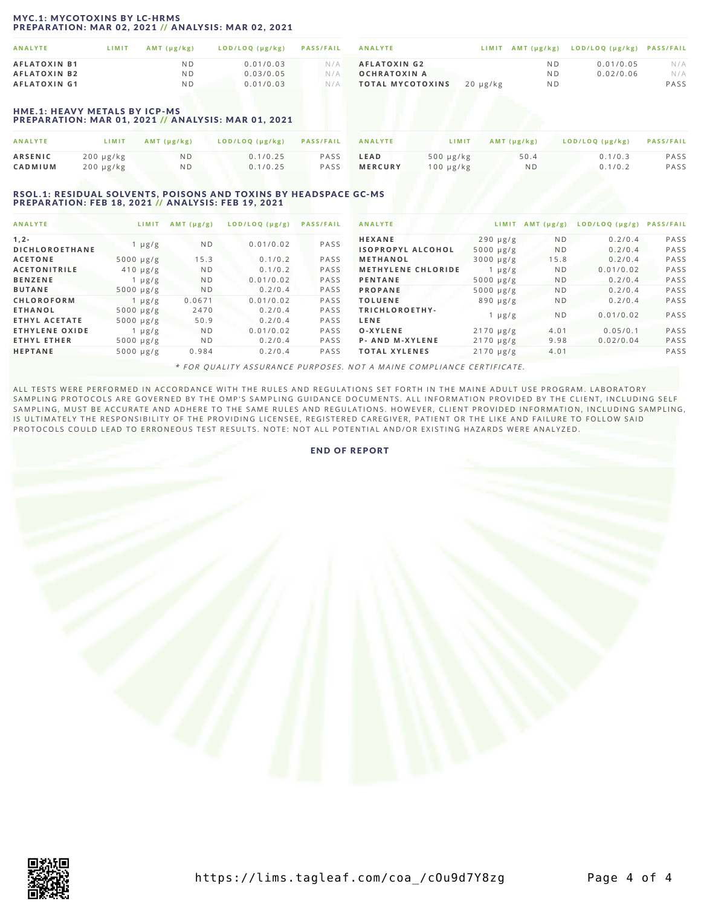## MYC.1: MYCOTOXINS BY LC-HRMS
**PREPARATION: MAR 02, 2021 // ANALYSIS: MAR 02, 2021**

| ANALYTE | LIMIT | AMT (μg/kg) | LOD/LOQ (μg/kg) | PASS/FAIL |
|---|---|---|---|---|
| AFLATOXIN B1 | | ND | 0.01/0.03 | N/A |
| AFLATOXIN B2 | | ND | 0.03/0.05 | N/A |
| AFLATOXIN G1 | | ND | 0.01/0.03 | N/A |
| AFLATOXIN G2 | | ND | 0.01/0.05 | N/A |
| OCHRATOXIN A | | ND | 0.02/0.06 | N/A |
| TOTAL MYCOTOXINS | 20 μg/kg | ND | | PASS |

## HME.1: HEAVY METALS BY ICP-MS
**PREPARATION: MAR 01, 2021 // ANALYSIS: MAR 01, 2021**

| ANALYTE | LIMIT | AMT (μg/kg) | LOD/LOQ (μg/kg) | PASS/FAIL |
|---|---|---|---|---|
| ARSENIC | 200 μg/kg | ND | 0.1/0.25 | PASS |
| CADMIUM | 200 μg/kg | ND | 0.1/0.25 | PASS |
| LEAD | 500 μg/kg | 50.4 | 0.1/0.3 | PASS |
| MERCURY | 100 μg/kg | ND | 0.1/0.2 | PASS |

## RSOL.1: RESIDUAL SOLVENTS, POISONS AND TOXINS BY HEADSPACE GC-MS
**PREPARATION: FEB 18, 2021 // ANALYSIS: FEB 19, 2021**

| ANALYTE | LIMIT | AMT (μg/g) | LOD/LOQ (μg/g) | PASS/FAIL |
|---|---|---|---|---|
| 1,2-DICHLOROETHANE | 1 μg/g | ND | 0.01/0.02 | PASS |
| ACETONE | 5000 μg/g | 15.3 | 0.1/0.2 | PASS |
| ACETONITRILE | 410 μg/g | ND | 0.1/0.2 | PASS |
| BENZENE | 1 μg/g | ND | 0.01/0.02 | PASS |
| BUTANE | 5000 μg/g | ND | 0.2/0.4 | PASS |
| CHLOROFORM | 1 μg/g | 0.0671 | 0.01/0.02 | PASS |
| ETHANOL | 5000 μg/g | 2470 | 0.2/0.4 | PASS |
| ETHYL ACETATE | 5000 μg/g | 50.9 | 0.2/0.4 | PASS |
| ETHYLENE OXIDE | 1 μg/g | ND | 0.01/0.02 | PASS |
| ETHYL ETHER | 5000 μg/g | ND | 0.2/0.4 | PASS |
| HEPTANE | 5000 μg/g | 0.984 | 0.2/0.4 | PASS |
| HEXANE | 290 μg/g | ND | 0.2/0.4 | PASS |
| ISOPROPYL ALCOHOL | 5000 μg/g | ND | 0.2/0.4 | PASS |
| METHANOL | 3000 μg/g | 15.8 | 0.2/0.4 | PASS |
| METHYLENE CHLORIDE | 1 μg/g | ND | 0.01/0.02 | PASS |
| PENTANE | 5000 μg/g | ND | 0.2/0.4 | PASS |
| PROPANE | 5000 μg/g | ND | 0.2/0.4 | PASS |
| TOLUENE | 890 μg/g | ND | 0.2/0.4 | PASS |
| TRICHLOROETHYLENE | 1 μg/g | ND | 0.01/0.02 | PASS |
| O-XYLENE | 2170 μg/g | 4.01 | 0.05/0.1 | PASS |
| P- AND M-XYLENE | 2170 μg/g | 9.98 | 0.02/0.04 | PASS |
| TOTAL XYLENES | 2170 μg/g | 4.01 | | PASS |

*\* FOR QUALITY ASSURANCE PURPOSES. NOT A MAINE COMPLIANCE CERTIFICATE.*

ALL TESTS WERE PERFORMED IN ACCORDANCE WITH THE RULES AND REGULATIONS SET FORTH IN THE MAINE ADULT USE PROGRAM. LABORATORY SAMPLING PROTOCOLS ARE GOVERNED BY THE OMP'S SAMPLING GUIDANCE DOCUMENTS. ALL INFORMATION PROVIDED BY THE CLIENT, INCLUDING SELF SAMPLING, MUST BE ACCURATE AND ADHERE TO THE SAME RULES AND REGULATIONS. HOWEVER, CLIENT PROVIDED INFORMATION, INCLUDING SAMPLING, IS ULTIMATELY THE RESPONSIBILITY OF THE PROVIDING LICENSEE, REGISTERED CAREGIVER, PATIENT OR THE LIKE AND FAILURE TO FOLLOW SAID PROTOCOLS COULD LEAD TO ERRONEOUS TEST RESULTS. NOTE: NOT ALL POTENTIAL AND/OR EXISTING HAZARDS WERE ANALYZED.

**END OF REPORT**

https://lims.tagleaf.com/coa_/cOu9d7Y8zg